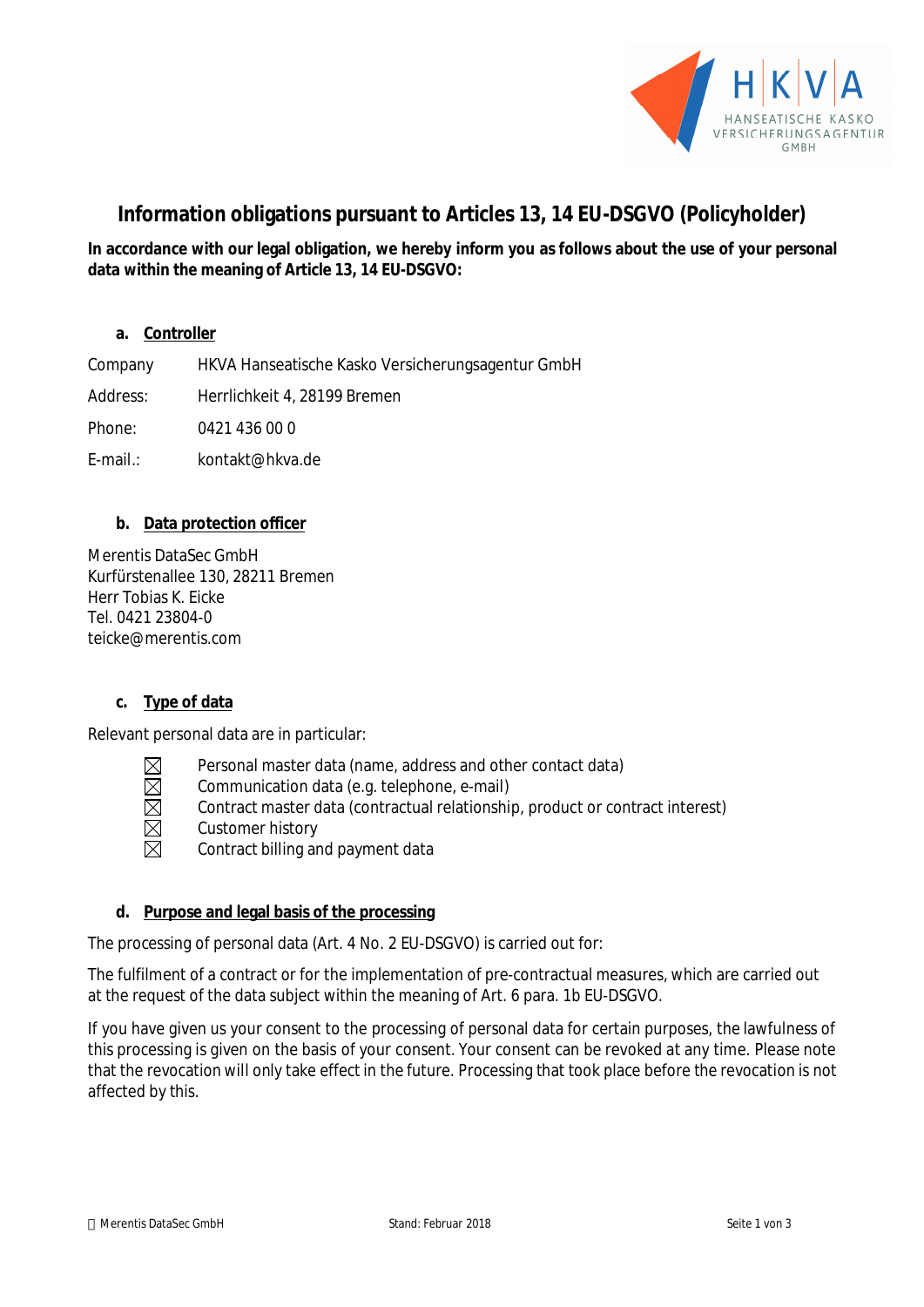# Information obligations pursuant to Articles 13, 14 EU-DSGVO (Policyholder)

**In accordance with our legal obligation, we hereby inform you as follows about the use of your personal data within the meaning of Article 13, 14 EU-DSGVO:**

## a. Controller

Company HKVA Hanseatische Kasko Versicherungsagentur GmbH

Address: Herrlichkeit 4, 28199 Bremen

Phone: 0421 436 00 0

E-mail.: kontakt@hkva.de

## b. Data protection officer

Merentis DataSec GmbH
Kurfürstenallee 130, 28211 Bremen
Herr Tobias K. Eicke
Tel. 0421 23804-0
teicke@merentis.com

## c. Type of data

Relevant personal data are in particular:

- ☒ Personal master data (name, address and other contact data)
- ☒ Communication data (e.g. telephone, e-mail)
- ☒ Contract master data (contractual relationship, product or contract interest)
- ☒ Customer history
- ☒ Contract billing and payment data

## d. Purpose and legal basis of the processing

The processing of personal data (Art. 4 No. 2 EU-DSGVO) is carried out for:

The fulfilment of a contract or for the implementation of pre-contractual measures, which are carried out at the request of the data subject within the meaning of Art. 6 para. 1b EU-DSGVO.

If you have given us your consent to the processing of personal data for certain purposes, the lawfulness of this processing is given on the basis of your consent. Your consent can be revoked at any time. Please note that the revocation will only take effect in the future. Processing that took place before the revocation is not affected by this.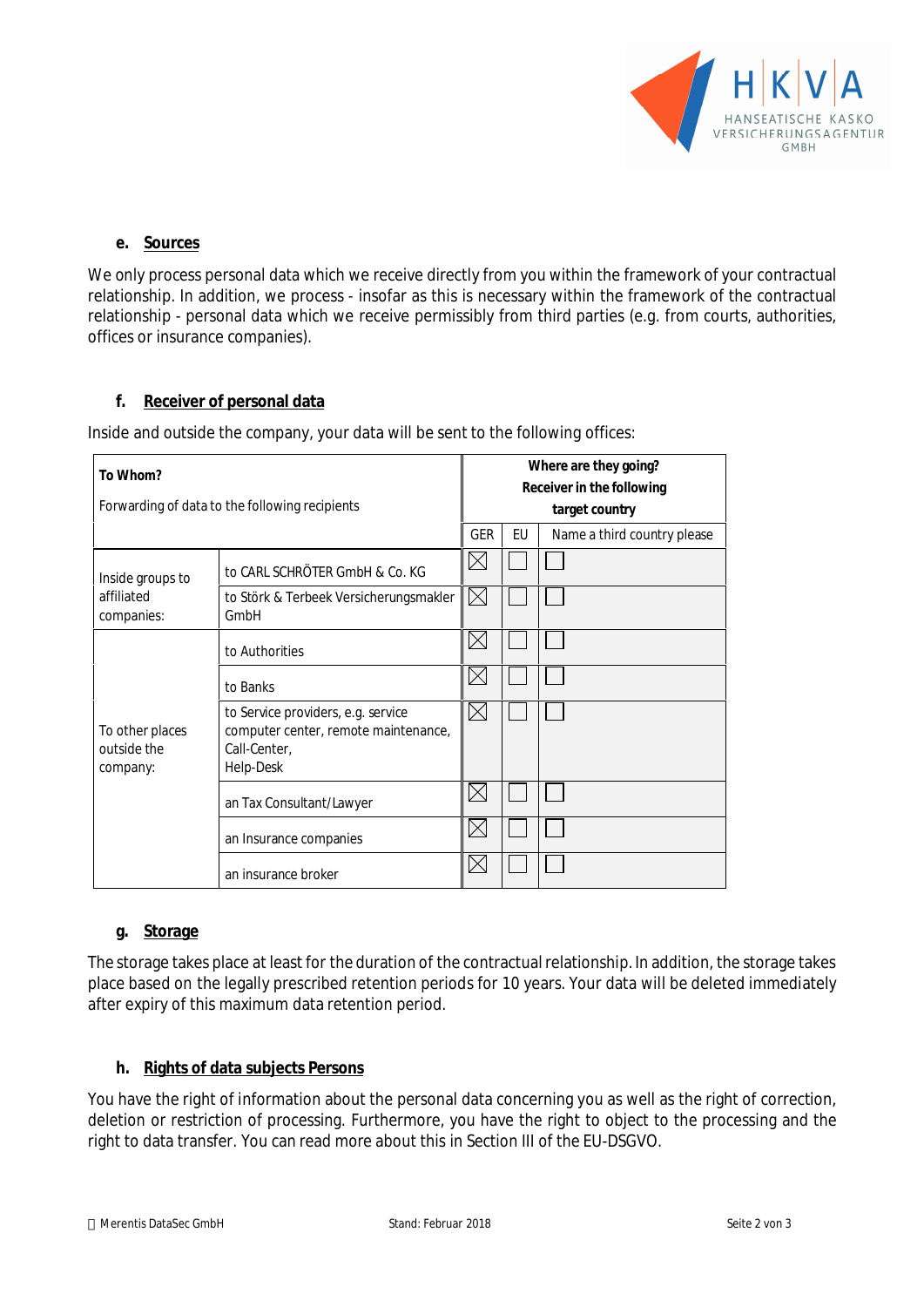#### e. Sources

We only process personal data which we receive directly from you within the framework of your contractual relationship. In addition, we process - insofar as this is necessary within the framework of the contractual relationship - personal data which we receive permissibly from third parties (e.g. from courts, authorities, offices or insurance companies).

#### f. Receiver of personal data

Inside and outside the company, your data will be sent to the following offices:

| **To Whom?** Forwarding of data to the following recipients | | **Where are they going? Receiver in the following target country** | | |
|---|---|---|---|---|
| | | GER | EU | Name a third country please |
| Inside groups to affiliated companies: | to CARL SCHRÖTER GmbH & Co. KG | ☒ | ☐ | ☐ |
| | to Störk & Terbeek Versicherungsmakler GmbH | ☒ | ☐ | ☐ |
| To other places outside the company: | to Authorities | ☒ | ☐ | ☐ |
| | to Banks | ☒ | ☐ | ☐ |
| | to Service providers, e.g. service computer center, remote maintenance, Call-Center, Help-Desk | ☒ | ☐ | ☐ |
| | an Tax Consultant/Lawyer | ☒ | ☐ | ☐ |
| | an Insurance companies | ☒ | ☐ | ☐ |
| | an insurance broker | ☒ | ☐ | ☐ |

#### g. Storage

The storage takes place at least for the duration of the contractual relationship. In addition, the storage takes place based on the legally prescribed retention periods for 10 years. Your data will be deleted immediately after expiry of this maximum data retention period.

#### h. Rights of data subjects Persons

You have the right of information about the personal data concerning you as well as the right of correction, deletion or restriction of processing. Furthermore, you have the right to object to the processing and the right to data transfer. You can read more about this in Section III of the EU-DSGVO.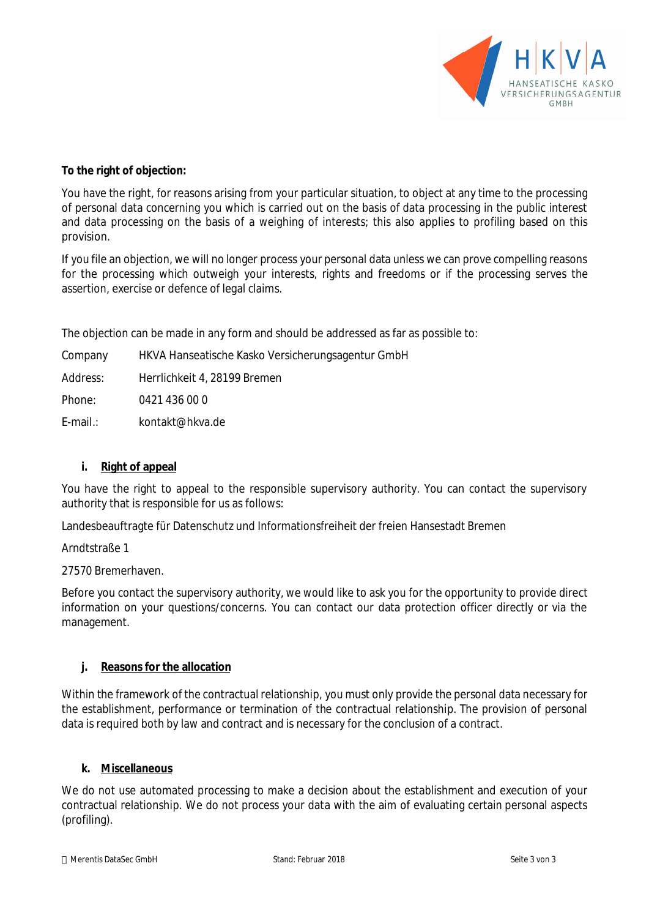**To the right of objection:**

You have the right, for reasons arising from your particular situation, to object at any time to the processing of personal data concerning you which is carried out on the basis of data processing in the public interest and data processing on the basis of a weighing of interests; this also applies to profiling based on this provision.

If you file an objection, we will no longer process your personal data unless we can prove compelling reasons for the processing which outweigh your interests, rights and freedoms or if the processing serves the assertion, exercise or defence of legal claims.

The objection can be made in any form and should be addressed as far as possible to:

| | |
|---|---|
| Company | HKVA Hanseatische Kasko Versicherungsagentur GmbH |
| Address: | Herrlichkeit 4, 28199 Bremen |
| Phone: | 0421 436 00 0 |
| E-mail.: | kontakt@hkva.de |

### i. Right of appeal

You have the right to appeal to the responsible supervisory authority. You can contact the supervisory authority that is responsible for us as follows:

Landesbeauftragte für Datenschutz und Informationsfreiheit der freien Hansestadt Bremen

Arndtstraße 1

27570 Bremerhaven.

Before you contact the supervisory authority, we would like to ask you for the opportunity to provide direct information on your questions/concerns. You can contact our data protection officer directly or via the management.

### j. Reasons for the allocation

Within the framework of the contractual relationship, you must only provide the personal data necessary for the establishment, performance or termination of the contractual relationship. The provision of personal data is required both by law and contract and is necessary for the conclusion of a contract.

### k. Miscellaneous

We do not use automated processing to make a decision about the establishment and execution of your contractual relationship. We do not process your data with the aim of evaluating certain personal aspects (profiling).